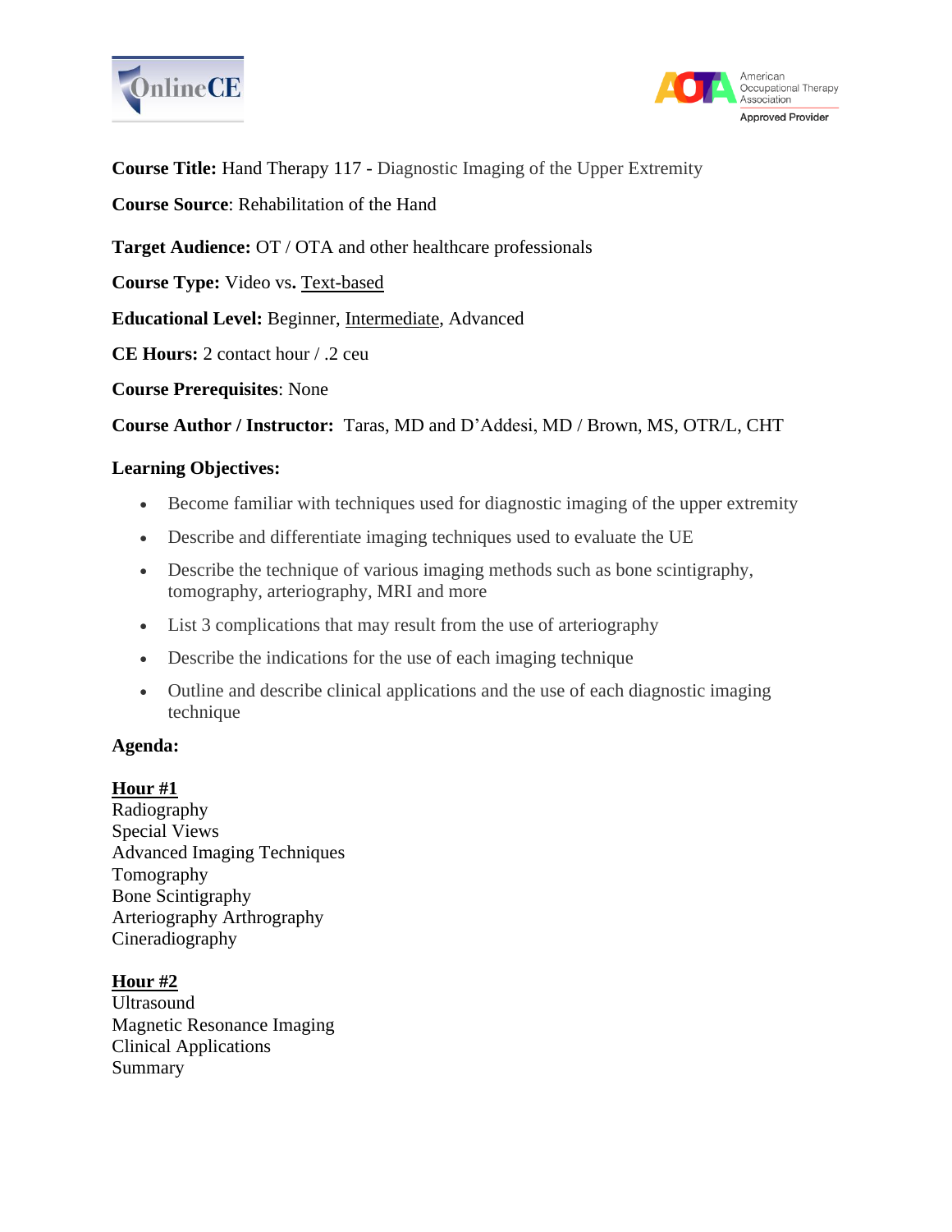**Course Title:** Hand Therapy 117 - Diagnostic Imaging of the Upper Extremity

**Course Source**: Rehabilitation of the Hand

**Target Audience:** OT / OTA and other healthcare professionals

**Course Type:** Video vs**.** <u>Text-based</u>

**Educational Level:** Beginner, <u>Intermediate</u>, Advanced

**CE Hours:** 2 contact hour / .2 ceu

**Course Prerequisites**: None

**Course Author / Instructor:** Taras, MD and D'Addesi, MD / Brown, MS, OTR/L, CHT

**Learning Objectives:**

- Become familiar with techniques used for diagnostic imaging of the upper extremity
- Describe and differentiate imaging techniques used to evaluate the UE
- Describe the technique of various imaging methods such as bone scintigraphy, tomography, arteriography, MRI and more
- List 3 complications that may result from the use of arteriography
- Describe the indications for the use of each imaging technique
- Outline and describe clinical applications and the use of each diagnostic imaging technique

**Agenda:**

**<u>Hour #1</u>**
Radiography
Special Views
Advanced Imaging Techniques
Tomography
Bone Scintigraphy
Arteriography Arthrography
Cineradiography

**<u>Hour #2</u>**
Ultrasound
Magnetic Resonance Imaging
Clinical Applications
Summary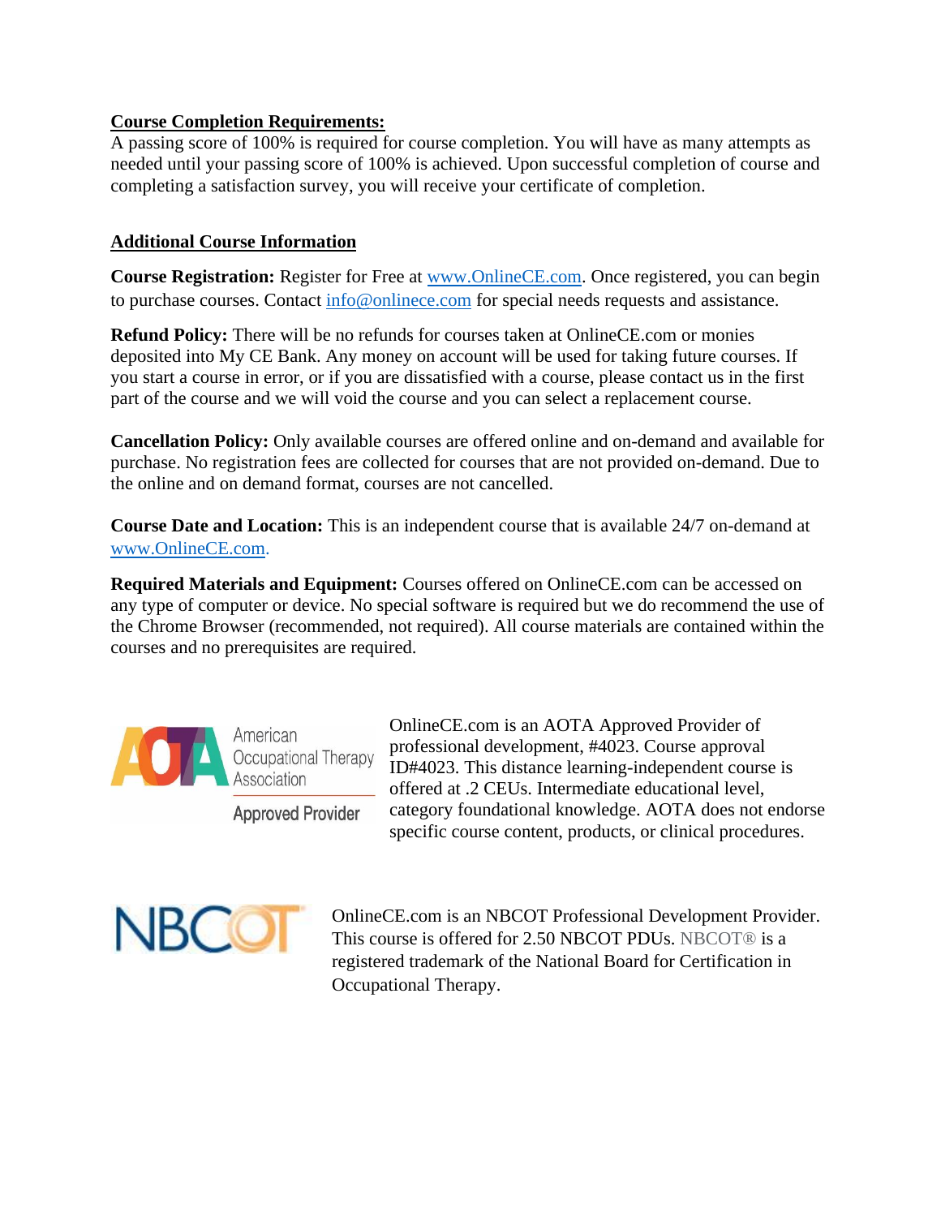**Course Completion Requirements:**

A passing score of 100% is required for course completion. You will have as many attempts as needed until your passing score of 100% is achieved. Upon successful completion of course and completing a satisfaction survey, you will receive your certificate of completion.

**Additional Course Information**

**Course Registration:** Register for Free at www.OnlineCE.com. Once registered, you can begin to purchase courses. Contact info@onlinece.com for special needs requests and assistance.

**Refund Policy:** There will be no refunds for courses taken at OnlineCE.com or monies deposited into My CE Bank. Any money on account will be used for taking future courses. If you start a course in error, or if you are dissatisfied with a course, please contact us in the first part of the course and we will void the course and you can select a replacement course.

**Cancellation Policy:** Only available courses are offered online and on-demand and available for purchase. No registration fees are collected for courses that are not provided on-demand. Due to the online and on demand format, courses are not cancelled.

**Course Date and Location:** This is an independent course that is available 24/7 on-demand at www.OnlineCE.com.

**Required Materials and Equipment:** Courses offered on OnlineCE.com can be accessed on any type of computer or device. No special software is required but we do recommend the use of the Chrome Browser (recommended, not required). All course materials are contained within the courses and no prerequisites are required.

AOTA American Occupational Therapy Association Approved Provider

OnlineCE.com is an AOTA Approved Provider of professional development, #4023. Course approval ID#4023. This distance learning-independent course is offered at .2 CEUs. Intermediate educational level, category foundational knowledge. AOTA does not endorse specific course content, products, or clinical procedures.

NBCOT

OnlineCE.com is an NBCOT Professional Development Provider. This course is offered for 2.50 NBCOT PDUs. NBCOT® is a registered trademark of the National Board for Certification in Occupational Therapy.